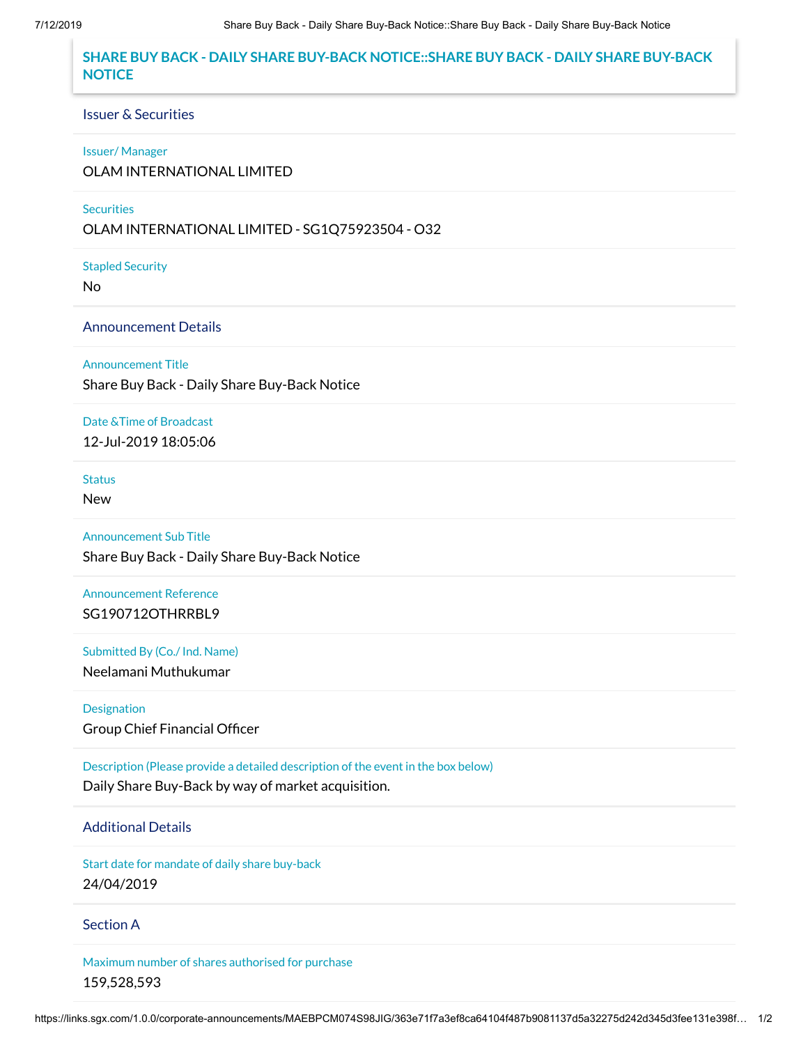# SHARE BUY BACK - DAILY SHARE BUY-BACK NOTICE::SHARE BUY BACK - DAILY SHARE BUY-BACK NOTICE

## Issuer & Securities

Issuer/ Manager

OLAM INTERNATIONAL LIMITED

Securities

OLAM INTERNATIONAL LIMITED - SG1Q75923504 - O32

Stapled Security

No

## Announcement Details

Announcement Title

Share Buy Back - Daily Share Buy-Back Notice

Date &Time of Broadcast

12-Jul-2019 18:05:06

Status

New

Announcement Sub Title

Share Buy Back - Daily Share Buy-Back Notice

Announcement Reference

SG190712OTHRRBL9

Submitted By (Co./ Ind. Name)

Neelamani Muthukumar

Designation

Group Chief Financial Officer

Description (Please provide a detailed description of the event in the box below)

Daily Share Buy-Back by way of market acquisition.

## Additional Details

Start date for mandate of daily share buy-back

24/04/2019

## Section A

Maximum number of shares authorised for purchase

159,528,593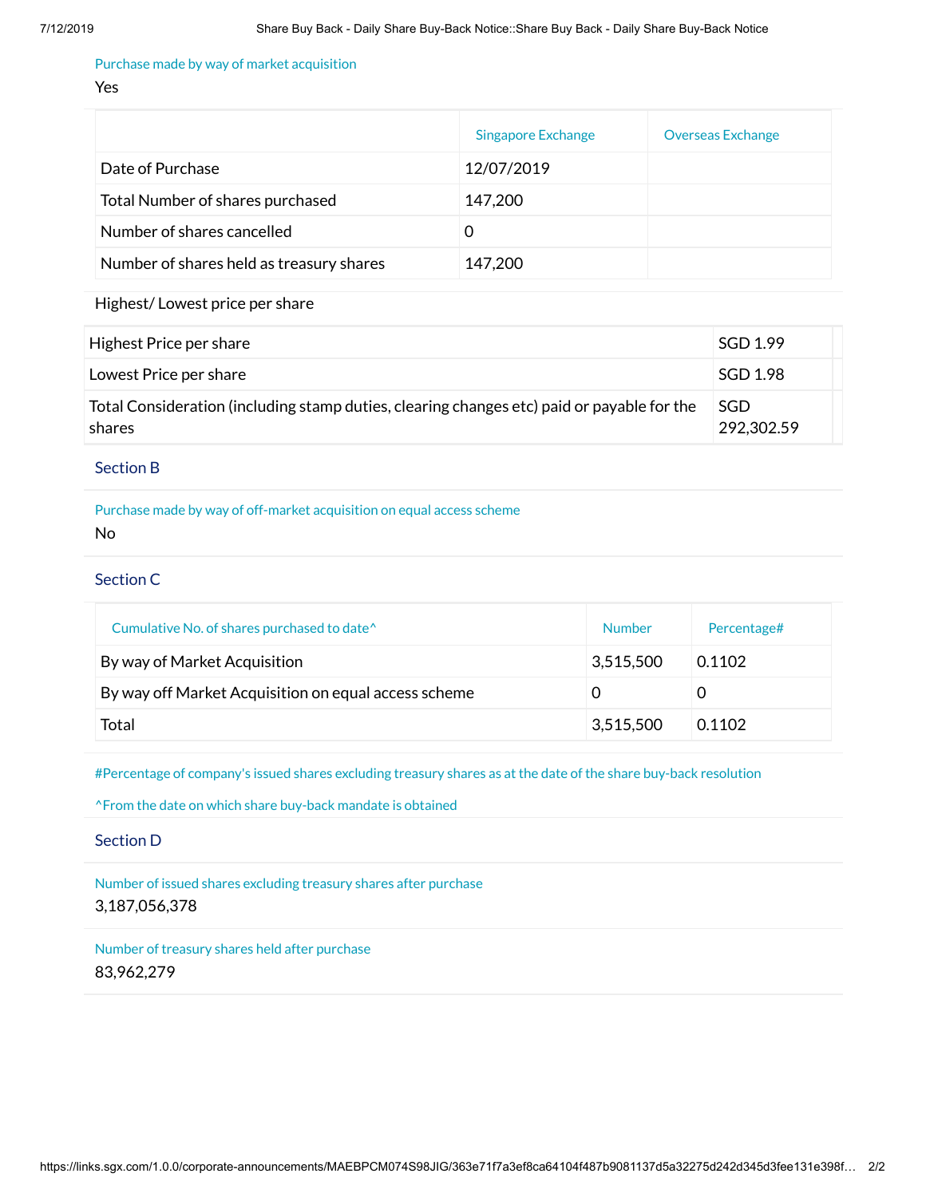Purchase made by way of market acquisition

Yes

| | Singapore Exchange | Overseas Exchange |
|---|---|---|
| Date of Purchase | 12/07/2019 | |
| Total Number of shares purchased | 147,200 | |
| Number of shares cancelled | 0 | |
| Number of shares held as treasury shares | 147,200 | |

Highest/ Lowest price per share

| | |
|---|---|
| Highest Price per share | SGD 1.99 |
| Lowest Price per share | SGD 1.98 |
| Total Consideration (including stamp duties, clearing changes etc) paid or payable for the shares | SGD 292,302.59 |

## Section B

Purchase made by way of off-market acquisition on equal access scheme

No

## Section C

| Cumulative No. of shares purchased to date^ | Number | Percentage# |
|---|---|---|
| By way of Market Acquisition | 3,515,500 | 0.1102 |
| By way off Market Acquisition on equal access scheme | 0 | 0 |
| Total | 3,515,500 | 0.1102 |

#Percentage of company's issued shares excluding treasury shares as at the date of the share buy-back resolution

^From the date on which share buy-back mandate is obtained

## Section D

Number of issued shares excluding treasury shares after purchase

3,187,056,378

Number of treasury shares held after purchase

83,962,279